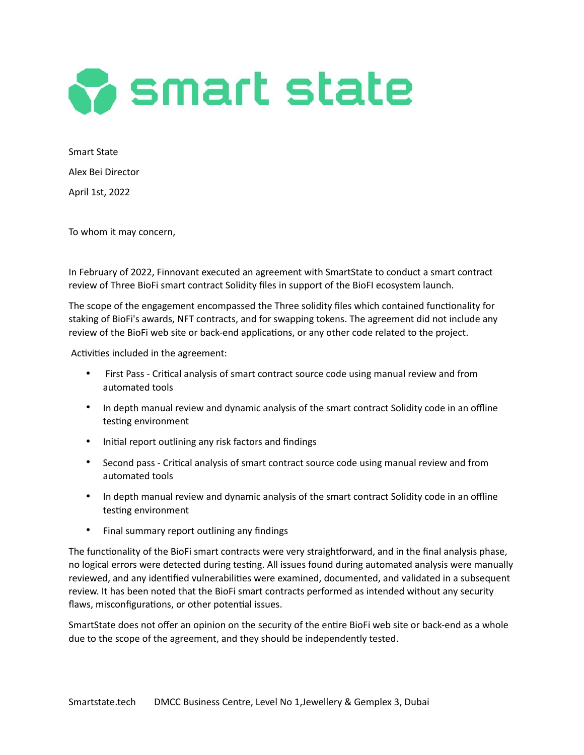# smart state

Smart State

Alex Bei Director

April 1st, 2022

To whom it may concern,

In February of 2022, Finnovant executed an agreement with SmartState to conduct a smart contract review of Three BioFi smart contract Solidity files in support of the BioFI ecosystem launch.

The scope of the engagement encompassed the Three solidity files which contained functionality for staking of BioFi's awards, NFT contracts, and for swapping tokens. The agreement did not include any review of the BioFi web site or back-end applications, or any other code related to the project.

Activities included in the agreement:

- First Pass - Critical analysis of smart contract source code using manual review and from automated tools
- In depth manual review and dynamic analysis of the smart contract Solidity code in an offline testing environment
- Initial report outlining any risk factors and findings
- Second pass - Critical analysis of smart contract source code using manual review and from automated tools
- In depth manual review and dynamic analysis of the smart contract Solidity code in an offline testing environment
- Final summary report outlining any findings

The functionality of the BioFi smart contracts were very straightforward, and in the final analysis phase, no logical errors were detected during testing. All issues found during automated analysis were manually reviewed, and any identified vulnerabilities were examined, documented, and validated in a subsequent review. It has been noted that the BioFi smart contracts performed as intended without any security flaws, misconfigurations, or other potential issues.

SmartState does not offer an opinion on the security of the entire BioFi web site or back-end as a whole due to the scope of the agreement, and they should be independently tested.

Smartstate.tech DMCC Business Centre, Level No 1,Jewellery & Gemplex 3, Dubai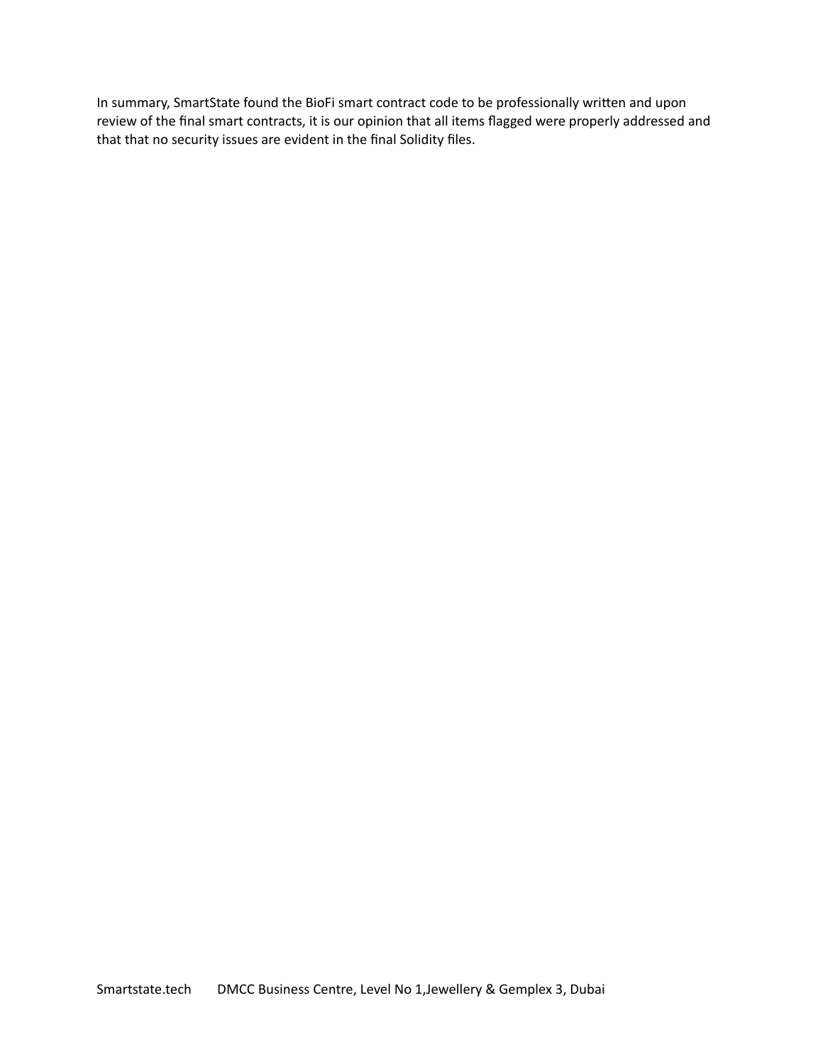In summary, SmartState found the BioFi smart contract code to be professionally written and upon review of the final smart contracts, it is our opinion that all items flagged were properly addressed and that that no security issues are evident in the final Solidity files.

Smartstate.tech DMCC Business Centre, Level No 1,Jewellery & Gemplex 3, Dubai